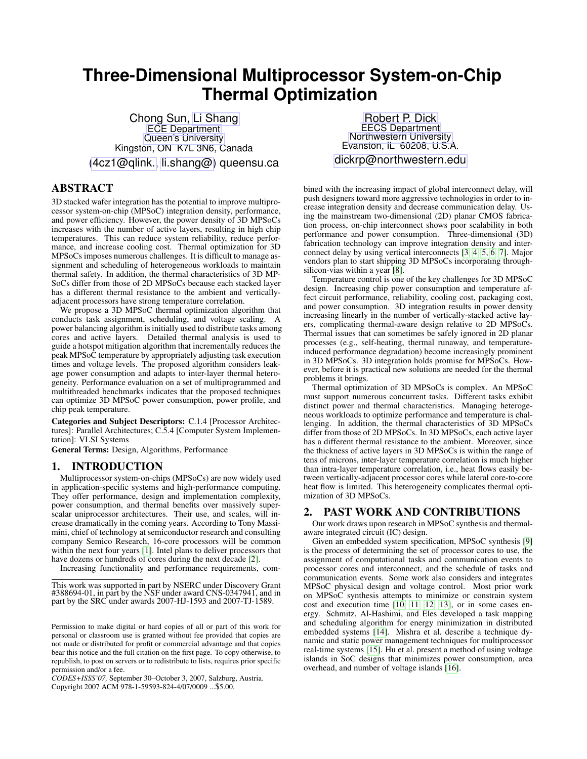# Three-Dimensional Multiprocessor System-on-Chip Thermal Optimization

Chong Sun, Li Shang
ECE Department
Queen's University
Kingston, ON K7L 3N6, Canada
(4cz1@qlink., li.shang@) queensu.ca

Robert P. Dick
EECS Department
Northwestern University
Evanston, IL 60208, U.S.A.
dickrp@northwestern.edu

## ABSTRACT

3D stacked wafer integration has the potential to improve multiprocessor system-on-chip (MPSoC) integration density, performance, and power efficiency. However, the power density of 3D MPSoCs increases with the number of active layers, resulting in high chip temperatures. This can reduce system reliability, reduce performance, and increase cooling cost. Thermal optimization for 3D MPSoCs imposes numerous challenges. It is difficult to manage assignment and scheduling of heterogeneous workloads to maintain thermal safety. In addition, the thermal characteristics of 3D MPSoCs differ from those of 2D MPSoCs because each stacked layer has a different thermal resistance to the ambient and vertically-adjacent processors have strong temperature correlation.

We propose a 3D MPSoC thermal optimization algorithm that conducts task assignment, scheduling, and voltage scaling. A power balancing algorithm is initially used to distribute tasks among cores and active layers. Detailed thermal analysis is used to guide a hotspot mitigation algorithm that incrementally reduces the peak MPSoC temperature by appropriately adjusting task execution times and voltage levels. The proposed algorithm considers leakage power consumption and adapts to inter-layer thermal heterogeneity. Performance evaluation on a set of multiprogrammed and multithreaded benchmarks indicates that the proposed techniques can optimize 3D MPSoC power consumption, power profile, and chip peak temperature.

**Categories and Subject Descriptors:** C.1.4 [Processor Architectures]: Parallel Architectures; C.5.4 [Computer System Implementation]: VLSI Systems

**General Terms:** Design, Algorithms, Performance

## 1. INTRODUCTION

Multiprocessor system-on-chips (MPSoCs) are now widely used in application-specific systems and high-performance computing. They offer performance, design and implementation complexity, power consumption, and thermal benefits over massively superscalar uniprocessor architectures. Their use, and scales, will increase dramatically in the coming years. According to Tony Massimini, chief of technology at semiconductor research and consulting company Semico Research, 16-core processors will be common within the next four years [1]. Intel plans to deliver processors that have dozens or hundreds of cores during the next decade [2].

Increasing functionality and performance requirements, combined with the increasing impact of global interconnect delay, will push designers toward more aggressive technologies in order to increase integration density and decrease communication delay. Using the mainstream two-dimensional (2D) planar CMOS fabrication process, on-chip interconnect shows poor scalability in both performance and power consumption. Three-dimensional (3D) fabrication technology can improve integration density and interconnect delay by using vertical interconnects [3, 4, 5, 6, 7]. Major vendors plan to start shipping 3D MPSoCs incorporating through-silicon-vias within a year [8].

Temperature control is one of the key challenges for 3D MPSoC design. Increasing chip power consumption and temperature affect circuit performance, reliability, cooling cost, packaging cost, and power consumption. 3D integration results in power density increasing linearly in the number of vertically-stacked active layers, complicating thermal-aware design relative to 2D MPSoCs. Thermal issues that can sometimes be safely ignored in 2D planar processes (e.g., self-heating, thermal runaway, and temperature-induced performance degradation) become increasingly prominent in 3D MPSoCs. 3D integration holds promise for MPSoCs. However, before it is practical new solutions are needed for the thermal problems it brings.

Thermal optimization of 3D MPSoCs is complex. An MPSoC must support numerous concurrent tasks. Different tasks exhibit distinct power and thermal characteristics. Managing heterogeneous workloads to optimize performance and temperature is challenging. In addition, the thermal characteristics of 3D MPSoCs differ from those of 2D MPSoCs. In 3D MPSoCs, each active layer has a different thermal resistance to the ambient. Moreover, since the thickness of active layers in 3D MPSoCs is within the range of tens of microns, inter-layer temperature correlation is much higher than intra-layer temperature correlation, i.e., heat flows easily between vertically-adjacent processor cores while lateral core-to-core heat flow is limited. This heterogeneity complicates thermal optimization of 3D MPSoCs.

## 2. PAST WORK AND CONTRIBUTIONS

Our work draws upon research in MPSoC synthesis and thermal-aware integrated circuit (IC) design.

Given an embedded system specification, MPSoC synthesis [9] is the process of determining the set of processor cores to use, the assignment of computational tasks and communication events to processor cores and interconnect, and the schedule of tasks and communication events. Some work also considers and integrates MPSoC physical design and voltage control. Most prior work on MPSoC synthesis attempts to minimize or constrain system cost and execution time [10, 11, 12, 13], or in some cases energy. Schmitz, Al-Hashimi, and Eles developed a task mapping and scheduling algorithm for energy minimization in distributed embedded systems [14]. Mishra et al. describe a technique dynamic and static power management techniques for multiprocessor real-time systems [15]. Hu et al. present a method of using voltage islands in SoC designs that minimizes power consumption, area overhead, and number of voltage islands [16].

This work was supported in part by NSERC under Discovery Grant #388694-01, in part by the NSF under award CNS-0347941, and in part by the SRC under awards 2007-HJ-1593 and 2007-TJ-1589.

Permission to make digital or hard copies of all or part of this work for personal or classroom use is granted without fee provided that copies are not made or distributed for profit or commercial advantage and that copies bear this notice and the full citation on the first page. To copy otherwise, to republish, to post on servers or to redistribute to lists, requires prior specific permission and/or a fee.
*CODES+ISSS'07,* September 30–October 3, 2007, Salzburg, Austria.
Copyright 2007 ACM 978-1-59593-824-4/07/0009 ...$5.00.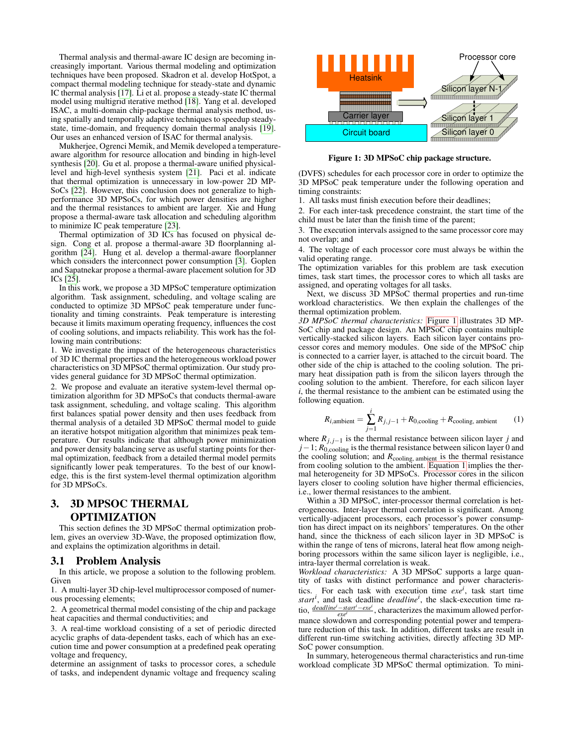Thermal analysis and thermal-aware IC design are becoming increasingly important. Various thermal modeling and optimization techniques have been proposed. Skadron et al. develop HotSpot, a compact thermal modeling technique for steady-state and dynamic IC thermal analysis [17]. Li et al. propose a steady-state IC thermal model using multigrid iterative method [18]. Yang et al. developed ISAC, a multi-domain chip-package thermal analysis method, using spatially and temporally adaptive techniques to speedup steady-state, time-domain, and frequency domain thermal analysis [19]. Our uses an enhanced version of ISAC for thermal analysis.

Mukherjee, Ogrenci Memik, and Memik developed a temperature-aware algorithm for resource allocation and binding in high-level synthesis [20]. Gu et al. propose a thermal-aware unified physical-level and high-level synthesis system [21]. Paci et al. indicate that thermal optimization is unnecessary in low-power 2D MPSoCs [22]. However, this conclusion does not generalize to high-performance 3D MPSoCs, for which power densities are higher and the thermal resistances to ambient are larger. Xie and Hung propose a thermal-aware task allocation and scheduling algorithm to minimize IC peak temperature [23].

Thermal optimization of 3D ICs has focused on physical design. Cong et al. propose a thermal-aware 3D floorplanning algorithm [24]. Hung et al. develop a thermal-aware floorplanner which considers the interconnect power consumption [3]. Goplen and Sapatnekar propose a thermal-aware placement solution for 3D ICs [25].

In this work, we propose a 3D MPSoC temperature optimization algorithm. Task assignment, scheduling, and voltage scaling are conducted to optimize 3D MPSoC peak temperature under functionality and timing constraints. Peak temperature is interesting because it limits maximum operating frequency, influences the cost of cooling solutions, and impacts reliability. This work has the following main contributions:

1. We investigate the impact of the heterogeneous characteristics of 3D IC thermal properties and the heterogeneous workload power characteristics on 3D MPSoC thermal optimization. Our study provides general guidance for 3D MPSoC thermal optimization.

2. We propose and evaluate an iterative system-level thermal optimization algorithm for 3D MPSoCs that conducts thermal-aware task assignment, scheduling, and voltage scaling. This algorithm first balances spatial power density and then uses feedback from thermal analysis of a detailed 3D MPSoC thermal model to guide an iterative hotspot mitigation algorithm that minimizes peak temperature. Our results indicate that although power minimization and power density balancing serve as useful starting points for thermal optimization, feedback from a detailed thermal model permits significantly lower peak temperatures. To the best of our knowledge, this is the first system-level thermal optimization algorithm for 3D MPSoCs.

# 3. 3D MPSOC THERMAL OPTIMIZATION

This section defines the 3D MPSoC thermal optimization problem, gives an overview 3D-Wave, the proposed optimization flow, and explains the optimization algorithms in detail.

## 3.1 Problem Analysis

In this article, we propose a solution to the following problem. Given

1. A multi-layer 3D chip-level multiprocessor composed of numerous processing elements;

2. A geometrical thermal model consisting of the chip and package heat capacities and thermal conductivities; and

3. A real-time workload consisting of a set of periodic directed acyclic graphs of data-dependent tasks, each of which has an execution time and power consumption at a predefined peak operating voltage and frequency,

determine an assignment of tasks to processor cores, a schedule of tasks, and independent dynamic voltage and frequency scaling (DVFS) schedules for each processor core in order to optimize the 3D MPSoC peak temperature under the following operation and timing constraints:

1. All tasks must finish execution before their deadlines;

2. For each inter-task precedence constraint, the start time of the child must be later than the finish time of the parent;

3. The execution intervals assigned to the same processor core may not overlap; and

4. The voltage of each processor core must always be within the valid operating range.

The optimization variables for this problem are task execution times, task start times, the processor cores to which all tasks are assigned, and operating voltages for all tasks.

Next, we discuss 3D MPSoC thermal properties and run-time workload characteristics. We then explain the challenges of the thermal optimization problem.

*3D MPSoC thermal characteristics:* Figure 1 illustrates 3D MPSoC chip and package design. An MPSoC chip contains multiple vertically-stacked silicon layers. Each silicon layer contains processor cores and memory modules. One side of the MPSoC chip is connected to a carrier layer, is attached to the circuit board. The other side of the chip is attached to the cooling solution. The primary heat dissipation path is from the silicon layers through the cooling solution to the ambient. Therefore, for each silicon layer $i$, the thermal resistance to the ambient can be estimated using the following equation.

$$R_{i,\text{ambient}} = \sum_{j=1}^{i} R_{j,j-1} + R_{0,\text{cooling}} + R_{\text{cooling, ambient}} \qquad (1)$$

where $R_{j,j-1}$ is the thermal resistance between silicon layer $j$ and $j-1$; $R_{0,\text{cooling}}$ is the thermal resistance between silicon layer 0 and the cooling solution; and $R_{\text{cooling, ambient}}$ is the thermal resistance from cooling solution to the ambient. Equation 1 implies the thermal heterogeneity for 3D MPSoCs. Processor cores in the silicon layers closer to cooling solution have higher thermal efficiencies, i.e., lower thermal resistances to the ambient.

Within a 3D MPSoC, inter-processor thermal correlation is heterogeneous. Inter-layer thermal correlation is significant. Among vertically-adjacent processors, each processor's power consumption has direct impact on its neighbors' temperatures. On the other hand, since the thickness of each silicon layer in 3D MPSoC is within the range of tens of microns, lateral heat flow among neighboring processors within the same silicon layer is negligible, i.e., intra-layer thermal correlation is weak.

*Workload characteristics:* A 3D MPSoC supports a large quantity of tasks with distinct performance and power characteristics. For each task with execution time $exe^i$, task start time $start^i$, and task deadline $deadline^i$, the slack-execution time ratio, $\frac{deadline^i - start^i - exe^i}{exe^i}$, characterizes the maximum allowed performance slowdown and corresponding potential power and temperature reduction of this task. In addition, different tasks are result in different run-time switching activities, directly affecting 3D MPSoC power consumption.

In summary, heterogeneous thermal characteristics and run-time workload characteristics complicate 3D MPSoC thermal optimization. To mini-

**Figure 1: 3D MPSoC chip package structure.**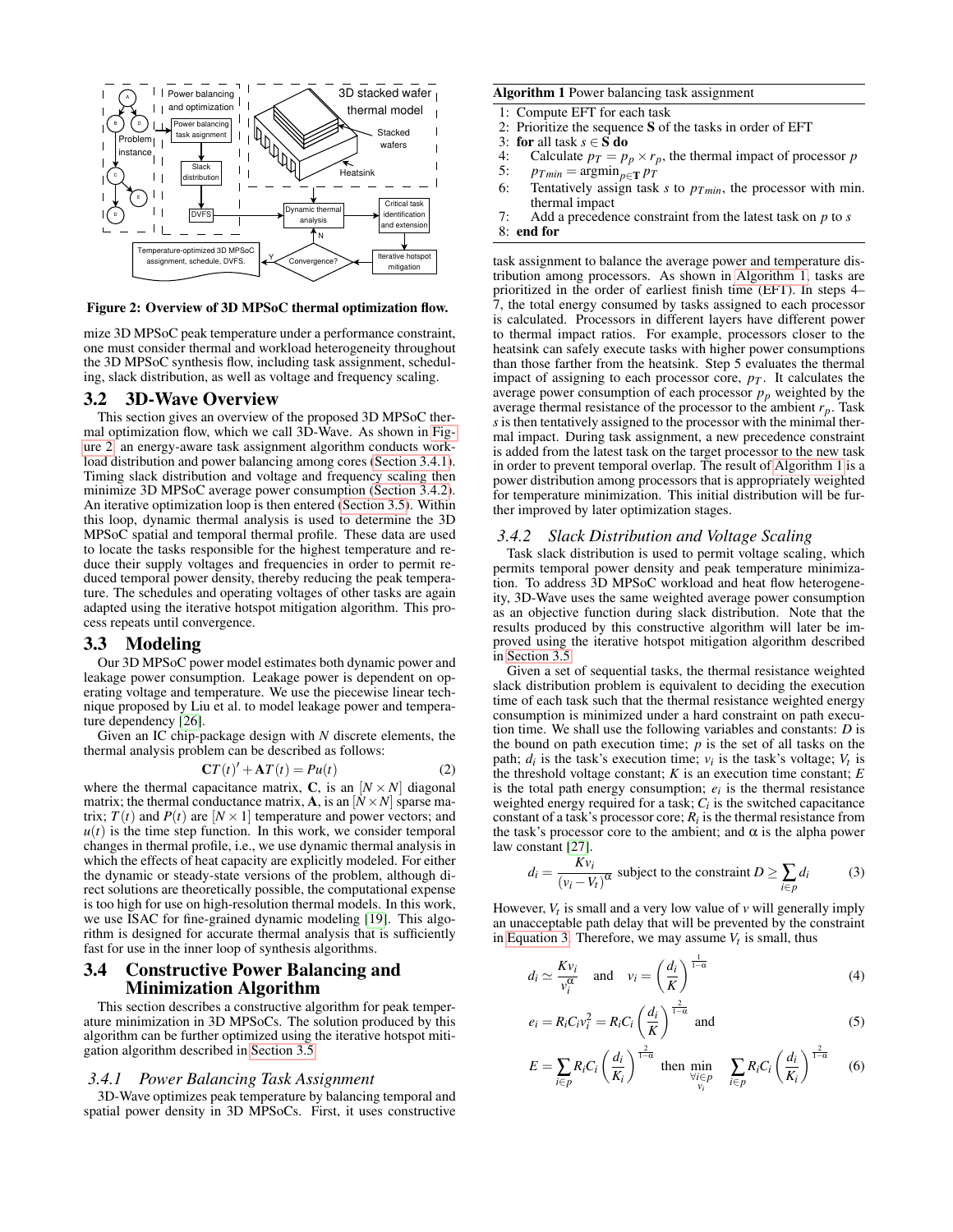Figure 2: Overview of 3D MPSoC thermal optimization flow.

mize 3D MPSoC peak temperature under a performance constraint, one must consider thermal and workload heterogeneity throughout the 3D MPSoC synthesis flow, including task assignment, scheduling, slack distribution, as well as voltage and frequency scaling.

## 3.2 3D-Wave Overview

This section gives an overview of the proposed 3D MPSoC thermal optimization flow, which we call 3D-Wave. As shown in Figure 2, an energy-aware task assignment algorithm conducts workload distribution and power balancing among cores (Section 3.4.1). Timing slack distribution and voltage and frequency scaling then minimize 3D MPSoC average power consumption (Section 3.4.2). An iterative optimization loop is then entered (Section 3.5). Within this loop, dynamic thermal analysis is used to determine the 3D MPSoC spatial and temporal thermal profile. These data are used to locate the tasks responsible for the highest temperature and reduce their supply voltages and frequencies in order to permit reduced temporal power density, thereby reducing the peak temperature. The schedules and operating voltages of other tasks are again adapted using the iterative hotspot mitigation algorithm. This process repeats until convergence.

## 3.3 Modeling

Our 3D MPSoC power model estimates both dynamic power and leakage power consumption. Leakage power is dependent on operating voltage and temperature. We use the piecewise linear technique proposed by Liu et al. to model leakage power and temperature dependency [26].

Given an IC chip-package design with $N$ discrete elements, the thermal analysis problem can be described as follows:

$$\mathbf{C}T(t)' + \mathbf{A}T(t) = Pu(t) \quad (2)$$

where the thermal capacitance matrix, $\mathbf{C}$, is an $[N \times N]$ diagonal matrix; the thermal conductance matrix, $\mathbf{A}$, is an $[N \times N]$ sparse matrix; $T(t)$ and $P(t)$ are $[N \times 1]$ temperature and power vectors; and $u(t)$ is the time step function. In this work, we consider temporal changes in thermal profile, i.e., we use dynamic thermal analysis in which the effects of heat capacity are explicitly modeled. For either the dynamic or steady-state versions of the problem, although direct solutions are theoretically possible, the computational expense is too high for use on high-resolution thermal models. In this work, we use ISAC for fine-grained dynamic modeling [19]. This algorithm is designed for accurate thermal analysis that is sufficiently fast for use in the inner loop of synthesis algorithms.

## 3.4 Constructive Power Balancing and Minimization Algorithm

This section describes a constructive algorithm for peak temperature minimization in 3D MPSoCs. The solution produced by this algorithm can be further optimized using the iterative hotspot mitigation algorithm described in Section 3.5.

### 3.4.1 Power Balancing Task Assignment

3D-Wave optimizes peak temperature by balancing temporal and spatial power density in 3D MPSoCs. First, it uses constructive task assignment to balance the average power and temperature distribution among processors. As shown in Algorithm 1, tasks are prioritized in the order of earliest finish time (EFT). In steps 4–7, the total energy consumed by tasks assigned to each processor is calculated. Processors in different layers have different power to thermal impact ratios. For example, processors closer to the heatsink can safely execute tasks with higher power consumptions than those farther from the heatsink. Step 5 evaluates the thermal impact of assigning to each processor core, $p_T$. It calculates the average power consumption of each processor $p_p$ weighted by the average thermal resistance of the processor to the ambient $r_p$. Task $s$ is then tentatively assigned to the processor with the minimal thermal impact. During task assignment, a new precedence constraint is added from the latest task on the target processor to the new task in order to prevent temporal overlap. The result of Algorithm 1 is a power distribution among processors that is appropriately weighted for temperature minimization. This initial distribution will be further improved by later optimization stages.

**Algorithm 1** Power balancing task assignment

```
1: Compute EFT for each task
2: Prioritize the sequence S of the tasks in order of EFT
3: for all task s ∈ S do
4:     Calculate p_T = p_p × r_p, the thermal impact of processor p
5:     p_Tmin = argmin_{p∈T} p_T
6:     Tentatively assign task s to p_Tmin, the processor with min. thermal impact
7:     Add a precedence constraint from the latest task on p to s
8: end for
```

### 3.4.2 Slack Distribution and Voltage Scaling

Task slack distribution is used to permit voltage scaling, which permits temporal power density and peak temperature minimization. To address 3D MPSoC workload and heat flow heterogeneity, 3D-Wave uses the same weighted average power consumption as an objective function during slack distribution. Note that the results produced by this constructive algorithm will later be improved using the iterative hotspot mitigation algorithm described in Section 3.5.

Given a set of sequential tasks, the thermal resistance weighted slack distribution problem is equivalent to deciding the execution time of each task such that the thermal resistance weighted energy consumption is minimized under a hard constraint on path execution time. We shall use the following variables and constants: $D$ is the bound on path execution time; $p$ is the set of all tasks on the path; $d_i$ is the task's execution time; $v_i$ is the task's voltage; $V_t$ is the threshold voltage constant; $K$ is an execution time constant; $E$ is the total path energy consumption; $e_i$ is the thermal resistance weighted energy required for a task; $C_i$ is the switched capacitance constant of a task's processor core; $R_i$ is the thermal resistance from the task's processor core to the ambient; and $\alpha$ is the alpha power law constant [27].

$$d_i = \frac{K v_i}{(v_i - V_t)^{\alpha}} \text{ subject to the constraint } D \geq \sum_{i \in p} d_i \quad (3)$$

However, $V_t$ is small and a very low value of $v$ will generally imply an unacceptable path delay that will be prevented by the constraint in Equation 3. Therefore, we may assume $V_t$ is small, thus

$$d_i \simeq \frac{K v_i}{v_i^{\alpha}} \quad \text{and} \quad v_i = \left(\frac{d_i}{K}\right)^{\frac{1}{1-\alpha}} \quad (4)$$

$$e_i = R_i C_i v_i^2 = R_i C_i \left(\frac{d_i}{K}\right)^{\frac{2}{1-\alpha}} \text{ and} \quad (5)$$

$$E = \sum_{i \in p} R_i C_i \left(\frac{d_i}{K_i}\right)^{\frac{2}{1-\alpha}} \text{ then } \min_{\substack{\forall i \in p \\ v_i}} \sum_{i \in p} R_i C_i \left(\frac{d_i}{K_i}\right)^{\frac{2}{1-\alpha}} \quad (6)$$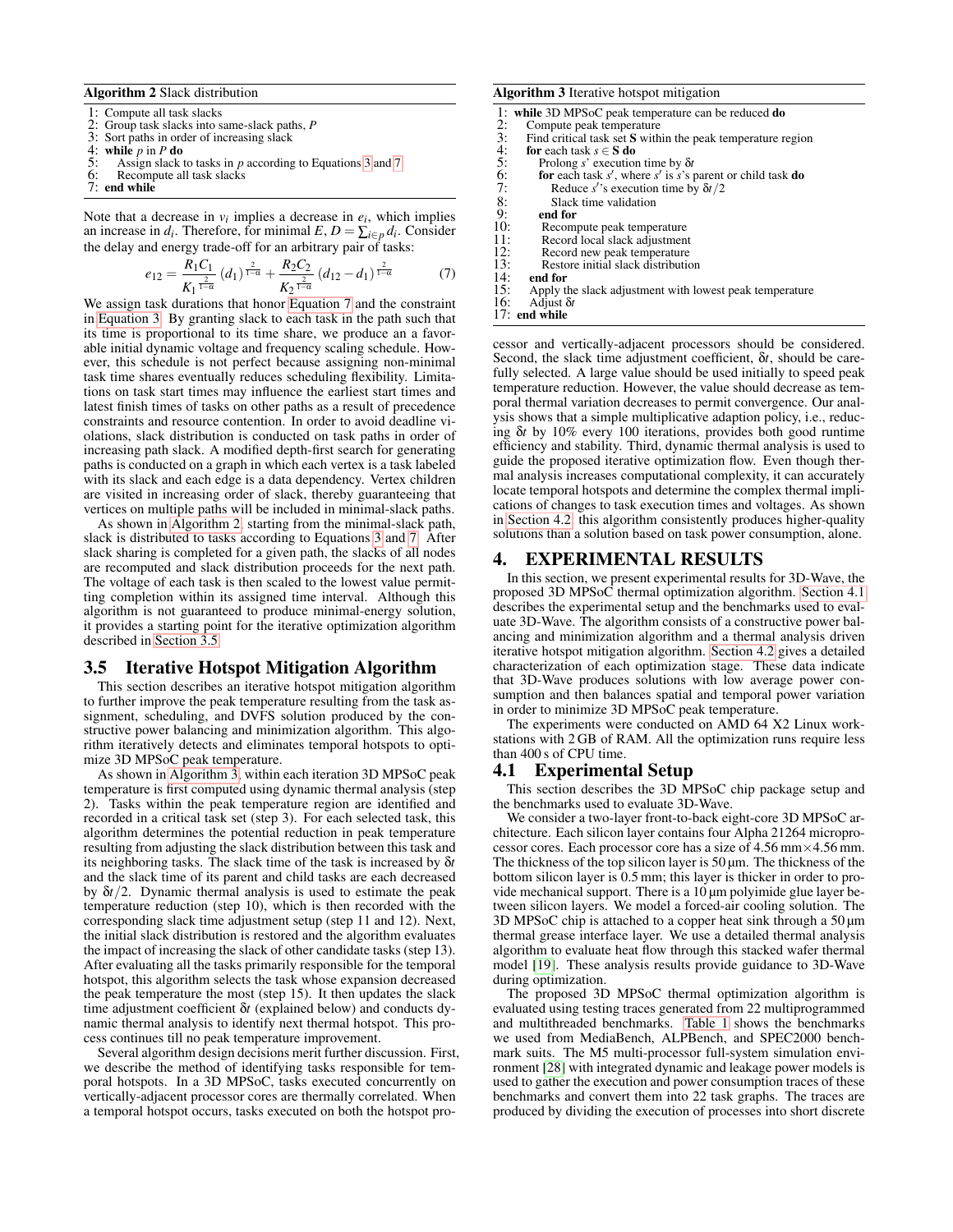**Algorithm 2** Slack distribution

```
1: Compute all task slacks
2: Group task slacks into same-slack paths, P
3: Sort paths in order of increasing slack
4: while p in P do
5:    Assign slack to tasks in p according to Equations 3 and 7
6:    Recompute all task slacks
7: end while
```

Note that a decrease in $v_i$ implies a decrease in $e_i$, which implies an increase in $d_i$. Therefore, for minimal $E$, $D = \sum_{i \in p} d_i$. Consider the delay and energy trade-off for an arbitrary pair of tasks:

$$e_{12} = \frac{R_1 C_1}{K_1^{\frac{2}{1-\alpha}}} (d_1)^{\frac{2}{1-\alpha}} + \frac{R_2 C_2}{K_2^{\frac{2}{1-\alpha}}} (d_{12} - d_1)^{\frac{2}{1-\alpha}} \tag{7}$$

We assign task durations that honor Equation 7 and the constraint in Equation 3. By granting slack to each task in the path such that its time is proportional to its time share, we produce an a favorable initial dynamic voltage and frequency scaling schedule. However, this schedule is not perfect because assigning non-minimal task time shares eventually reduces scheduling flexibility. Limitations on task start times may influence the earliest start times and latest finish times of tasks on other paths as a result of precedence constraints and resource contention. In order to avoid deadline violations, slack distribution is conducted on task paths in order of increasing path slack. A modified depth-first search for generating paths is conducted on a graph in which each vertex is a task labeled with its slack and each edge is a data dependency. Vertex children are visited in increasing order of slack, thereby guaranteeing that vertices on multiple paths will be included in minimal-slack paths.

As shown in Algorithm 2, starting from the minimal-slack path, slack is distributed to tasks according to Equations 3 and 7. After slack sharing is completed for a given path, the slacks of all nodes are recomputed and slack distribution proceeds for the next path. The voltage of each task is then scaled to the lowest value permitting completion within its assigned time interval. Although this algorithm is not guaranteed to produce minimal-energy solution, it provides a starting point for the iterative optimization algorithm described in Section 3.5.

### 3.5 Iterative Hotspot Mitigation Algorithm

This section describes an iterative hotspot mitigation algorithm to further improve the peak temperature resulting from the task assignment, scheduling, and DVFS solution produced by the constructive power balancing and minimization algorithm. This algorithm iteratively detects and eliminates temporal hotspots to optimize 3D MPSoC peak temperature.

As shown in Algorithm 3, within each iteration 3D MPSoC peak temperature is first computed using dynamic thermal analysis (step 2). Tasks within the peak temperature region are identified and recorded in a critical task set (step 3). For each selected task, this algorithm determines the potential reduction in peak temperature resulting from adjusting the slack distribution between this task and its neighboring tasks. The slack time of the task is increased by $\delta t$ and the slack time of its parent and child tasks are each decreased by $\delta t/2$. Dynamic thermal analysis is used to estimate the peak temperature reduction (step 10), which is then recorded with the corresponding slack time adjustment setup (step 11 and 12). Next, the initial slack distribution is restored and the algorithm evaluates the impact of increasing the slack of other candidate tasks (step 13). After evaluating all the tasks primarily responsible for the temporal hotspot, this algorithm selects the task whose expansion decreased the peak temperature the most (step 15). It then updates the slack time adjustment coefficient $\delta t$ (explained below) and conducts dynamic thermal analysis to identify next thermal hotspot. This process continues till no peak temperature improvement.

Several algorithm design decisions merit further discussion. First, we describe the method of identifying tasks responsible for temporal hotspots. In a 3D MPSoC, tasks executed concurrently on vertically-adjacent processor cores are thermally correlated. When a temporal hotspot occurs, tasks executed on both the hotspot processor and vertically-adjacent processors should be considered. Second, the slack time adjustment coefficient, $\delta t$, should be carefully selected. A large value should be used initially to speed peak temperature reduction. However, the value should decrease as temporal thermal variation decreases to permit convergence. Our analysis shows that a simple multiplicative adaption policy, i.e., reducing $\delta t$ by 10% every 100 iterations, provides both good runtime efficiency and stability. Third, dynamic thermal analysis is used to guide the proposed iterative optimization flow. Even though thermal analysis increases computational complexity, it can accurately locate temporal hotspots and determine the complex thermal implications of changes to task execution times and voltages. As shown in Section 4.2, this algorithm consistently produces higher-quality solutions than a solution based on task power consumption, alone.

**Algorithm 3** Iterative hotspot mitigation

```
1: while 3D MPSoC peak temperature can be reduced do
2:   Compute peak temperature
3:   Find critical task set S within the peak temperature region
4:   for each task s ∈ S do
5:     Prolong s' execution time by δt
6:     for each task s', where s' is s's parent or child task do
7:       Reduce s''s execution time by δt/2
8:       Slack time validation
9:     end for
10:    Recompute peak temperature
11:    Record local slack adjustment
12:    Record new peak temperature
13:    Restore initial slack distribution
14:  end for
15:  Apply the slack adjustment with lowest peak temperature
16:  Adjust δt
17: end while
```

## 4. EXPERIMENTAL RESULTS

In this section, we present experimental results for 3D-Wave, the proposed 3D MPSoC thermal optimization algorithm. Section 4.1 describes the experimental setup and the benchmarks used to evaluate 3D-Wave. The algorithm consists of a constructive power balancing and minimization algorithm and a thermal analysis driven iterative hotspot mitigation algorithm. Section 4.2 gives a detailed characterization of each optimization stage. These data indicate that 3D-Wave produces solutions with low average power consumption and then balances spatial and temporal power variation in order to minimize 3D MPSoC peak temperature.

The experiments were conducted on AMD 64 X2 Linux workstations with 2 GB of RAM. All the optimization runs require less than 400 s of CPU time.

### 4.1 Experimental Setup

This section describes the 3D MPSoC chip package setup and the benchmarks used to evaluate 3D-Wave.

We consider a two-layer front-to-back eight-core 3D MPSoC architecture. Each silicon layer contains four Alpha 21264 microprocessor cores. Each processor core has a size of 4.56 mm×4.56 mm. The thickness of the top silicon layer is 50 µm. The thickness of the bottom silicon layer is 0.5 mm; this layer is thicker in order to provide mechanical support. There is a 10 µm polyimide glue layer between silicon layers. We model a forced-air cooling solution. The 3D MPSoC chip is attached to a copper heat sink through a 50 µm thermal grease interface layer. We use a detailed thermal analysis algorithm to evaluate heat flow through this stacked wafer thermal model [19]. These analysis results provide guidance to 3D-Wave during optimization.

The proposed 3D MPSoC thermal optimization algorithm is evaluated using testing traces generated from 22 multiprogrammed and multithreaded benchmarks. Table 1 shows the benchmarks we used from MediaBench, ALPBench, and SPEC2000 benchmark suits. The M5 multi-processor full-system simulation environment [28] with integrated dynamic and leakage power models is used to gather the execution and power consumption traces of these benchmarks and convert them into 22 task graphs. The traces are produced by dividing the execution of processes into short discrete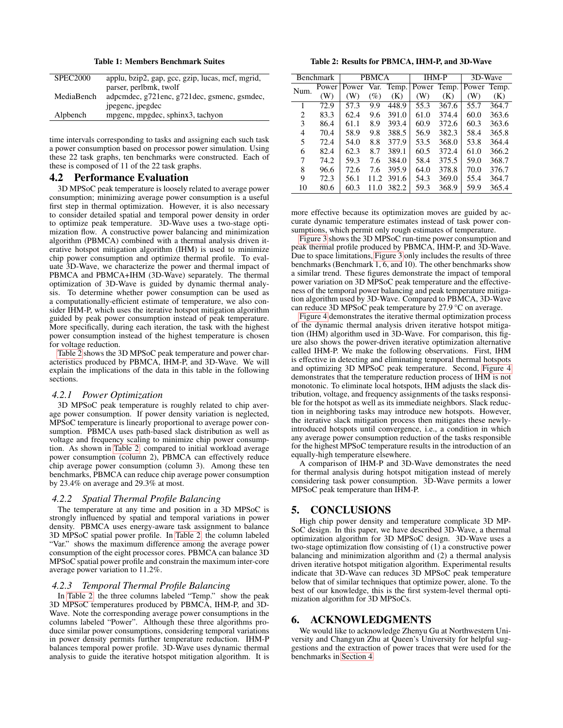**Table 1: Members Benchmark Suites**

| | |
|---|---|
| SPEC2000 | applu, bzip2, gap, gcc, gzip, lucas, mcf, mgrid, parser, perlbmk, twolf |
| MediaBench | adpcmdec, g721enc, g721dec, gsmenc, gsmdec, jpegenc, jpegdec |
| Alpbench | mpgenc, mpgdec, sphinx3, tachyon |

time intervals corresponding to tasks and assigning each such task a power consumption based on processor power simulation. Using these 22 task graphs, ten benchmarks were constructed. Each of these is composed of 11 of the 22 task graphs.

## 4.2 Performance Evaluation

3D MPSoC peak temperature is loosely related to average power consumption; minimizing average power consumption is a useful first step in thermal optimization. However, it is also necessary to consider detailed spatial and temporal power density in order to optimize peak temperature. 3D-Wave uses a two-stage optimization flow. A constructive power balancing and minimization algorithm (PBMCA) combined with a thermal analysis driven iterative hotspot mitigation algorithm (IHM) is used to minimize chip power consumption and optimize thermal profile. To evaluate 3D-Wave, we characterize the power and thermal impact of PBMCA and PBMCA+IHM (3D-Wave) separately. The thermal optimization of 3D-Wave is guided by dynamic thermal analysis. To determine whether power consumption can be used as a computationally-efficient estimate of temperature, we also consider IHM-P, which uses the iterative hotspot mitigation algorithm guided by peak power consumption instead of peak temperature. More specifically, during each iteration, the task with the highest power consumption instead of the highest temperature is chosen for voltage reduction.

Table 2 shows the 3D MPSoC peak temperature and power characteristics produced by PBMCA, IHM-P, and 3D-Wave. We will explain the implications of the data in this table in the following sections.

### 4.2.1 Power Optimization

3D MPSoC peak temperature is roughly related to chip average power consumption. If power density variation is neglected, MPSoC temperature is linearly proportional to average power consumption. PBMCA uses path-based slack distribution as well as voltage and frequency scaling to minimize chip power consumption. As shown in Table 2, compared to initial workload average power consumption (column 2), PBMCA can effectively reduce chip average power consumption (column 3). Among these ten benchmarks, PBMCA can reduce chip average power consumption by 23.4% on average and 29.3% at most.

### 4.2.2 Spatial Thermal Profile Balancing

The temperature at any time and position in a 3D MPSoC is strongly influenced by spatial and temporal variations in power density. PBMCA uses energy-aware task assignment to balance 3D MPSoC spatial power profile. In Table 2, the column labeled "Var." shows the maximum difference among the average power consumption of the eight processor cores. PBMCA can balance 3D MPSoC spatial power profile and constrain the maximum inter-core average power variation to 11.2%.

### 4.2.3 Temporal Thermal Profile Balancing

In Table 2, the three columns labeled "Temp." show the peak 3D MPSoC temperatures produced by PBMCA, IHM-P, and 3D-Wave. Note the corresponding average power consumptions in the columns labeled "Power". Although these three algorithms produce similar power consumptions, considering temporal variations in power density permits further temperature reduction. IHM-P balances temporal power profile. 3D-Wave uses dynamic thermal analysis to guide the iterative hotspot mitigation algorithm. It is more effective because its optimization moves are guided by accurate dynamic temperature estimates instead of task power consumptions, which permit only rough estimates of temperature.

**Table 2: Results for PBMCA, IHM-P, and 3D-Wave**

| Benchmark | | PBMCA | | | IHM-P | | 3D-Wave | |
|---|---|---|---|---|---|---|---|---|
| Num. | Power (W) | Power (W) | Var. (%) | Temp. (K) | Power (W) | Temp. (K) | Power (W) | Temp. (K) |
| 1 | 72.9 | 57.3 | 9.9 | 448.9 | 55.3 | 367.6 | 55.7 | 364.7 |
| 2 | 83.3 | 62.4 | 9.6 | 391.0 | 61.0 | 374.4 | 60.0 | 363.6 |
| 3 | 86.4 | 61.1 | 8.9 | 393.4 | 60.9 | 372.6 | 60.3 | 363.6 |
| 4 | 70.4 | 58.9 | 9.8 | 388.5 | 56.9 | 382.3 | 58.4 | 365.8 |
| 5 | 72.4 | 54.0 | 8.8 | 377.9 | 53.5 | 368.0 | 53.8 | 364.4 |
| 6 | 82.4 | 62.3 | 8.7 | 389.1 | 60.5 | 372.4 | 61.0 | 366.2 |
| 7 | 74.2 | 59.3 | 7.6 | 384.0 | 58.4 | 375.5 | 59.0 | 368.7 |
| 8 | 96.6 | 72.6 | 7.6 | 395.9 | 64.0 | 378.8 | 70.0 | 376.7 |
| 9 | 72.3 | 56.1 | 11.2 | 391.6 | 54.3 | 369.0 | 55.4 | 364.7 |
| 10 | 80.6 | 60.3 | 11.0 | 382.2 | 59.3 | 368.9 | 59.9 | 365.4 |

Figure 3 shows the 3D MPSoC run-time power consumption and peak thermal profile produced by PBMCA, IHM-P, and 3D-Wave. Due to space limitations, Figure 3 only includes the results of three benchmarks (Benchmark 1, 6, and 10). The other benchmarks show a similar trend. These figures demonstrate the impact of temporal power variation on 3D MPSoC peak temperature and the effectiveness of the temporal power balancing and peak temperature mitigation algorithm used by 3D-Wave. Compared to PBMCA, 3D-Wave can reduce 3D MPSoC peak temperature by 27.9 °C on average.

Figure 4 demonstrates the iterative thermal optimization process of the dynamic thermal analysis driven iterative hotspot mitigation (IHM) algorithm used in 3D-Wave. For comparison, this figure also shows the power-driven iterative optimization alternative called IHM-P. We make the following observations. First, IHM is effective in detecting and eliminating temporal thermal hotspots and optimizing 3D MPSoC peak temperature. Second, Figure 4 demonstrates that the temperature reduction process of IHM is not monotonic. To eliminate local hotspots, IHM adjusts the slack distribution, voltage, and frequency assignments of the tasks responsible for the hotspot as well as its immediate neighbors. Slack reduction in neighboring tasks may introduce new hotspots. However, the iterative slack mitigation process then mitigates these newly-introduced hotspots until convergence, i.e., a condition in which any average power consumption reduction of the tasks responsible for the highest MPSoC temperature results in the introduction of an equally-high temperature elsewhere.

A comparison of IHM-P and 3D-Wave demonstrates the need for thermal analysis during hotspot mitigation instead of merely considering task power consumption. 3D-Wave permits a lower MPSoC peak temperature than IHM-P.

# 5. CONCLUSIONS

High chip power density and temperature complicate 3D MPSoC design. In this paper, we have described 3D-Wave, a thermal optimization algorithm for 3D MPSoC design. 3D-Wave uses a two-stage optimization flow consisting of (1) a constructive power balancing and minimization algorithm and (2) a thermal analysis driven iterative hotspot mitigation algorithm. Experimental results indicate that 3D-Wave can reduces 3D MPSoC peak temperature below that of similar techniques that optimize power, alone. To the best of our knowledge, this is the first system-level thermal optimization algorithm for 3D MPSoCs.

# 6. ACKNOWLEDGMENTS

We would like to acknowledge Zhenyu Gu at Northwestern University and Changyun Zhu at Queen's University for helpful suggestions and the extraction of power traces that were used for the benchmarks in Section 4.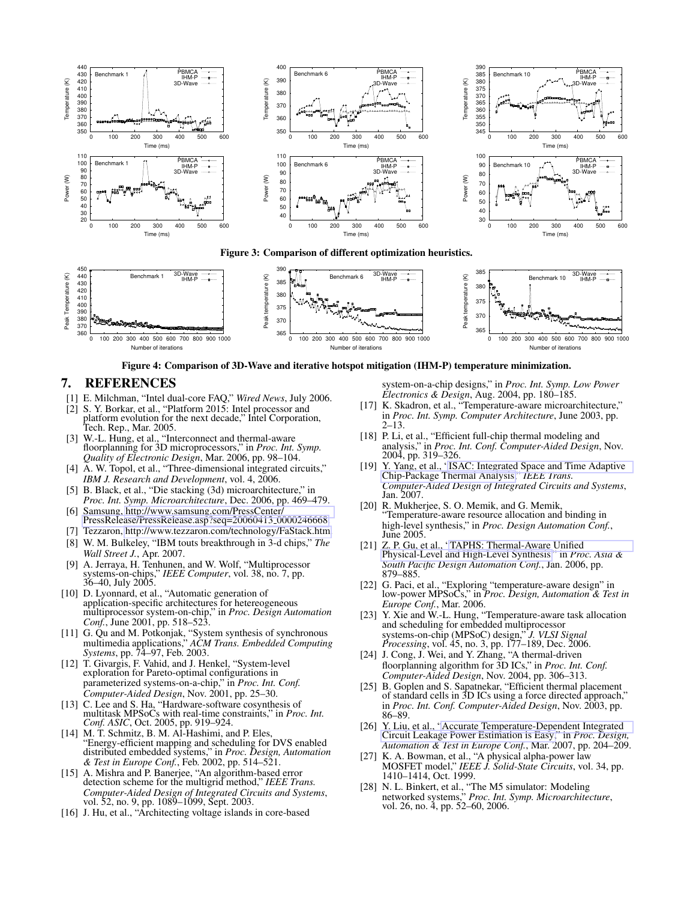Benchmark 1
PBMCA
IHM-P
3D-Wave
Temperature (K)
440 430 420 410 400 390 380 370 360 350
Time (ms)
0 100 200 300 400 500 600

Benchmark 6
PBMCA
IHM-P
3D-Wave
Temperature (K)
400 390 380 370 360 350
Time (ms)
0 100 200 300 400 500 600

Benchmark 10
PBMCA
IHM-P
3D-Wave
Temperature (K)
390 385 380 375 370 365 360 355 350 345
Time (ms)
0 100 200 300 400 500 600

Benchmark 1
PBMCA
IHM-P
3D-Wave
Power (W)
110 100 90 80 70 60 50 40 30 20
Time (ms)
0 100 200 300 400 500 600

Benchmark 6
PBMCA
IHM-P
3D-Wave
Power (W)
110 100 90 80 70 60 50 40
Time (ms)
0 100 200 300 400 500 600

Benchmark 10
PBMCA
IHM-P
3D-Wave
Power (W)
100 90 80 70 60 50 40 30
Time (ms)
0 100 200 300 400 500 600

**Figure 3: Comparison of different optimization heuristics.**

Benchmark 1
3D-Wave
IHM-P
Peak Temperature (K)
450 440 430 420 410 400 390 380 370 360
Number of iterations
0 100 200 300 400 500 600 700 800 900 1000

Benchmark 6
3D-Wave
IHM-P
Peak temperature (K)
390 385 380 375 370 365
Number of iterations
0 100 200 300 400 500 600 700 800 900 1000

Benchmark 10
3D-Wave
IHM-P
Peak temperature (K)
385 380 375 370 365
Number of iterations
0 100 200 300 400 500 600 700 800 900 1000

**Figure 4: Comparison of 3D-Wave and iterative hotspot mitigation (IHM-P) temperature minimization.**

# 7. REFERENCES

[1] E. Milchman, "Intel dual-core FAQ," *Wired News*, July 2006.

[2] S. Y. Borkar, et al., "Platform 2015: Intel processor and platform evolution for the next decade," Intel Corporation, Tech. Rep., Mar. 2005.

[3] W.-L. Hung, et al., "Interconnect and thermal-aware floorplanning for 3D microprocessors," in *Proc. Int. Symp. Quality of Electronic Design*, Mar. 2006, pp. 98–104.

[4] A. W. Topol, et al., "Three-dimensional integrated circuits," *IBM J. Research and Development*, vol. 4, 2006.

[5] B. Black, et al., "Die stacking (3d) microarchitecture," in *Proc. Int. Symp. Microarchitecture*, Dec. 2006, pp. 469–479.

[6] Samsung, http://www.samsung.com/PressCenter/PressRelease/PressRelease.asp?seq=20060413_0000246668

[7] Tezzaron, http://www.tezzaron.com/technology/FaStack.htm

[8] W. M. Bulkeley, "IBM touts breakthrough in 3-d chips," *The Wall Street J.*, Apr. 2007.

[9] A. Jerraya, H. Tenhunen, and W. Wolf, "Multiprocessor systems-on-chips," *IEEE Computer*, vol. 38, no. 7, pp. 36–40, July 2005.

[10] D. Lyonnard, et al., "Automatic generation of application-specific architectures for hetereogeneous multiprocessor system-on-chip," in *Proc. Design Automation Conf.*, June 2001, pp. 518–523.

[11] G. Qu and M. Potkonjak, "System synthesis of synchronous multimedia applications," *ACM Trans. Embedded Computing Systems*, pp. 74–97, Feb. 2003.

[12] T. Givargis, F. Vahid, and J. Henkel, "System-level exploration for Pareto-optimal configurations in parameterized systems-on-a-chip," in *Proc. Int. Conf. Computer-Aided Design*, Nov. 2001, pp. 25–30.

[13] C. Lee and S. Ha, "Hardware-software cosynthesis of multitask MPSoCs with real-time constraints," in *Proc. Int. Conf. ASIC*, Oct. 2005, pp. 919–924.

[14] M. T. Schmitz, B. M. Al-Hashimi, and P. Eles, "Energy-efficient mapping and scheduling for DVS enabled distributed embedded systems," in *Proc. Design, Automation & Test in Europe Conf.*, Feb. 2002, pp. 514–521.

[15] A. Mishra and P. Banerjee, "An algorithm-based error detection scheme for the multigrid method," *IEEE Trans. Computer-Aided Design of Integrated Circuits and Systems*, vol. 52, no. 9, pp. 1089–1099, Sept. 2003.

[16] J. Hu, et al., "Architecting voltage islands in core-based system-on-a-chip designs," in *Proc. Int. Symp. Low Power Electronics & Design*, Aug. 2004, pp. 180–185.

[17] K. Skadron, et al., "Temperature-aware microarchitecture," in *Proc. Int. Symp. Computer Architecture*, June 2003, pp. 2–13.

[18] P. Li, et al., "Efficient full-chip thermal modeling and analysis," in *Proc. Int. Conf. Computer-Aided Design*, Nov. 2004, pp. 319–326.

[19] Y. Yang, et al., "ISAC: Integrated Space and Time Adaptive Chip-Package Thermal Analysis," *IEEE Trans. Computer-Aided Design of Integrated Circuits and Systems*, Jan. 2007.

[20] R. Mukherjee, S. O. Memik, and G. Memik, "Temperature-aware resource allocation and binding in high-level synthesis," in *Proc. Design Automation Conf.*, June 2005.

[21] Z. P. Gu, et al., "TAPHS: Thermal-Aware Unified Physical-Level and High-Level Synthesis," in *Proc. Asia & South Pacific Design Automation Conf.*, Jan. 2006, pp. 879–885.

[22] G. Paci, et al., "Exploring "temperature-aware design" in low-power MPSoCs," in *Proc. Design, Automation & Test in Europe Conf.*, Mar. 2006.

[23] Y. Xie and W.-L. Hung, "Temperature-aware task allocation and scheduling for embedded multiprocessor systems-on-chip (MPSoC) design," *J. VLSI Signal Processing*, vol. 45, no. 3, pp. 177–189, Dec. 2006.

[24] J. Cong, J. Wei, and Y. Zhang, "A thermal-driven floorplanning algorithm for 3D ICs," in *Proc. Int. Conf. Computer-Aided Design*, Nov. 2004, pp. 306–313.

[25] B. Goplen and S. Sapatnekar, "Efficient thermal placement of standard cells in 3D ICs using a force directed approach," in *Proc. Int. Conf. Computer-Aided Design*, Nov. 2003, pp. 86–89.

[26] Y. Liu, et al., "Accurate Temperature-Dependent Integrated Circuit Leakage Power Estimation is Easy," in *Proc. Design, Automation & Test in Europe Conf.*, Mar. 2007, pp. 204–209.

[27] K. A. Bowman, et al., "A physical alpha-power law MOSFET model," *IEEE J. Solid-State Circuits*, vol. 34, pp. 1410–1414, Oct. 1999.

[28] N. L. Binkert, et al., "The M5 simulator: Modeling networked systems," *Proc. Int. Symp. Microarchitecture*, vol. 26, no. 4, pp. 52–60, 2006.